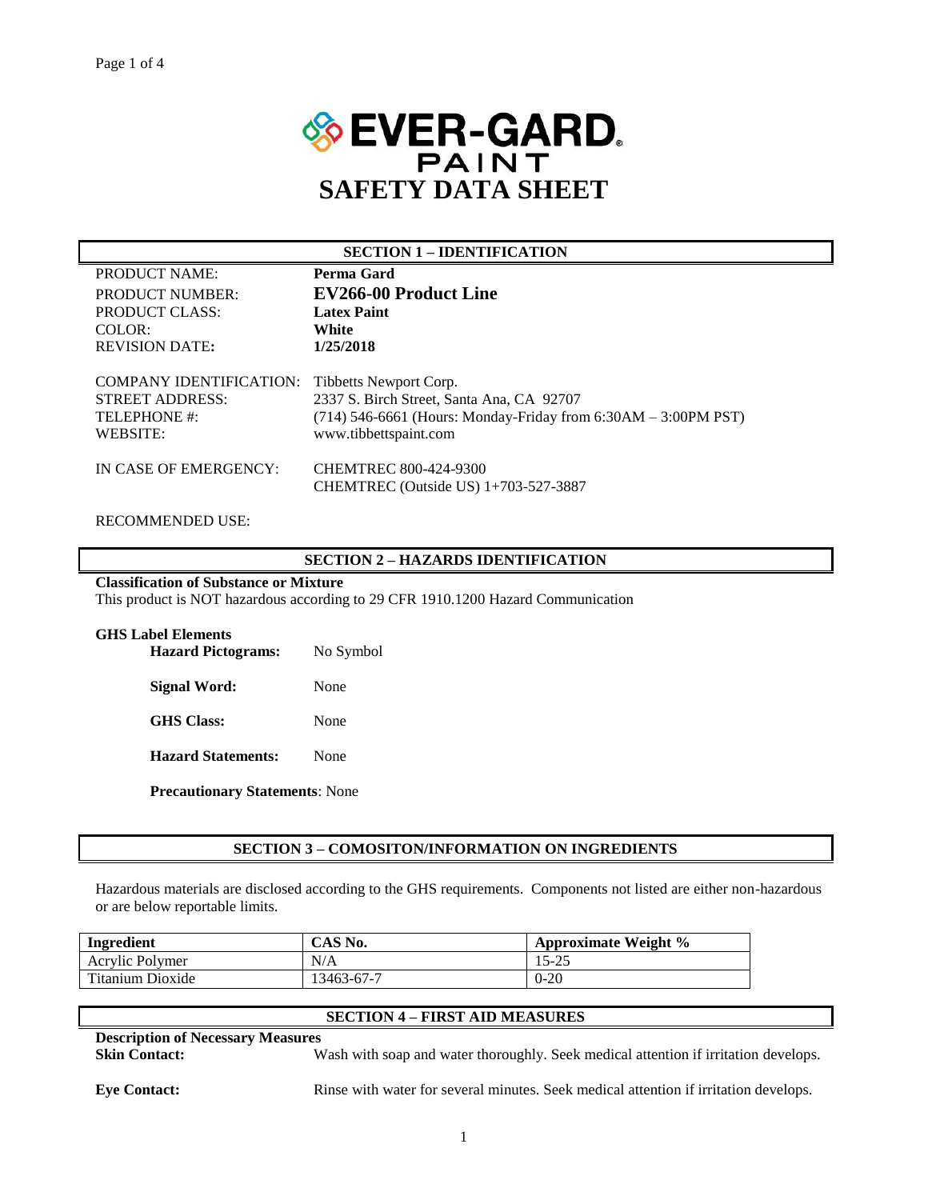# EVER-GARD PAINT

# SAFETY DATA SHEET

## SECTION 1 – IDENTIFICATION

PRODUCT NAME: **Perma Gard**
PRODUCT NUMBER: **EV266-00 Product Line**
PRODUCT CLASS: **Latex Paint**
COLOR: **White**
REVISION DATE: **1/25/2018**

COMPANY IDENTIFICATION: Tibbetts Newport Corp.
STREET ADDRESS: 2337 S. Birch Street, Santa Ana, CA 92707
TELEPHONE #: (714) 546-6661 (Hours: Monday-Friday from 6:30AM – 3:00PM PST)
WEBSITE: www.tibbettspaint.com

IN CASE OF EMERGENCY: CHEMTREC 800-424-9300
CHEMTREC (Outside US) 1+703-527-3887

RECOMMENDED USE:

## SECTION 2 – HAZARDS IDENTIFICATION

**Classification of Substance or Mixture**
This product is NOT hazardous according to 29 CFR 1910.1200 Hazard Communication

**GHS Label Elements**

**Hazard Pictograms:** No Symbol

**Signal Word:** None

**GHS Class:** None

**Hazard Statements:** None

**Precautionary Statements**: None

## SECTION 3 – COMOSITON/INFORMATION ON INGREDIENTS

Hazardous materials are disclosed according to the GHS requirements. Components not listed are either non-hazardous or are below reportable limits.

| Ingredient | CAS No. | Approximate Weight % |
|---|---|---|
| Acrylic Polymer | N/A | 15-25 |
| Titanium Dioxide | 13463-67-7 | 0-20 |

## SECTION 4 – FIRST AID MEASURES

**Description of Necessary Measures**

**Skin Contact:** Wash with soap and water thoroughly. Seek medical attention if irritation develops.

**Eye Contact:** Rinse with water for several minutes. Seek medical attention if irritation develops.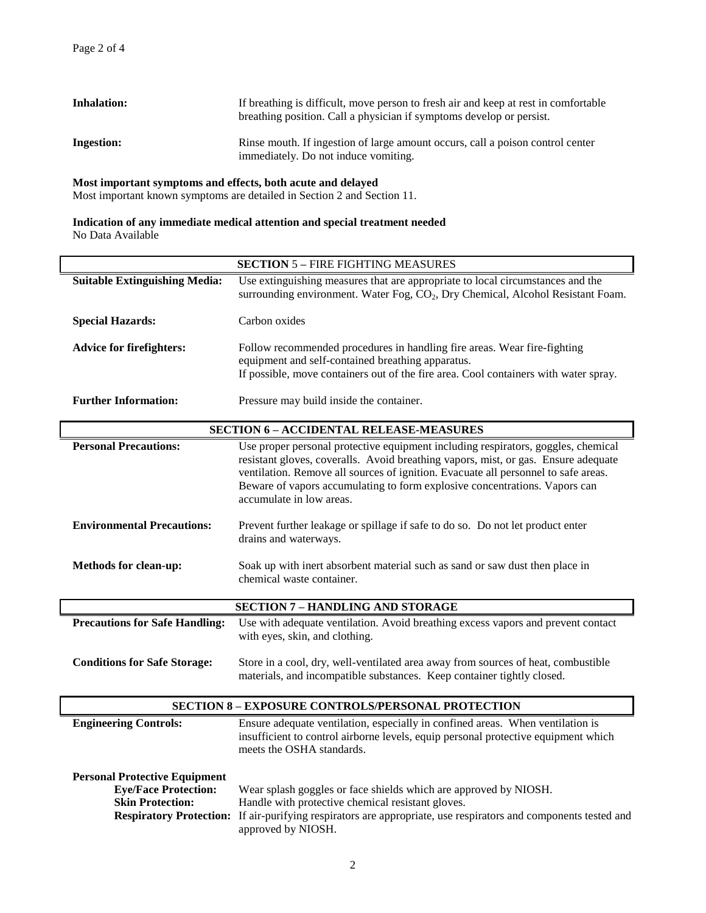**Inhalation:** If breathing is difficult, move person to fresh air and keep at rest in comfortable breathing position. Call a physician if symptoms develop or persist.

**Ingestion:** Rinse mouth. If ingestion of large amount occurs, call a poison control center immediately. Do not induce vomiting.

**Most important symptoms and effects, both acute and delayed**
Most important known symptoms are detailed in Section 2 and Section 11.

**Indication of any immediate medical attention and special treatment needed**
No Data Available

## SECTION 5 – FIRE FIGHTING MEASURES

**Suitable Extinguishing Media:** Use extinguishing measures that are appropriate to local circumstances and the surrounding environment. Water Fog, $CO_2$, Dry Chemical, Alcohol Resistant Foam.

**Special Hazards:** Carbon oxides

**Advice for firefighters:** Follow recommended procedures in handling fire areas. Wear fire-fighting equipment and self-contained breathing apparatus.
If possible, move containers out of the fire area. Cool containers with water spray.

**Further Information:** Pressure may build inside the container.

## SECTION 6 – ACCIDENTAL RELEASE-MEASURES

**Personal Precautions:** Use proper personal protective equipment including respirators, goggles, chemical resistant gloves, coveralls. Avoid breathing vapors, mist, or gas. Ensure adequate ventilation. Remove all sources of ignition. Evacuate all personnel to safe areas. Beware of vapors accumulating to form explosive concentrations. Vapors can accumulate in low areas.

**Environmental Precautions:** Prevent further leakage or spillage if safe to do so. Do not let product enter drains and waterways.

**Methods for clean-up:** Soak up with inert absorbent material such as sand or saw dust then place in chemical waste container.

## SECTION 7 – HANDLING AND STORAGE

**Precautions for Safe Handling:** Use with adequate ventilation. Avoid breathing excess vapors and prevent contact with eyes, skin, and clothing.

**Conditions for Safe Storage:** Store in a cool, dry, well-ventilated area away from sources of heat, combustible materials, and incompatible substances. Keep container tightly closed.

## SECTION 8 – EXPOSURE CONTROLS/PERSONAL PROTECTION

**Engineering Controls:** Ensure adequate ventilation, especially in confined areas. When ventilation is insufficient to control airborne levels, equip personal protective equipment which meets the OSHA standards.

**Personal Protective Equipment**

- **Eye/Face Protection:** Wear splash goggles or face shields which are approved by NIOSH.
- **Skin Protection:** Handle with protective chemical resistant gloves.
- **Respiratory Protection:** If air-purifying respirators are appropriate, use respirators and components tested and approved by NIOSH.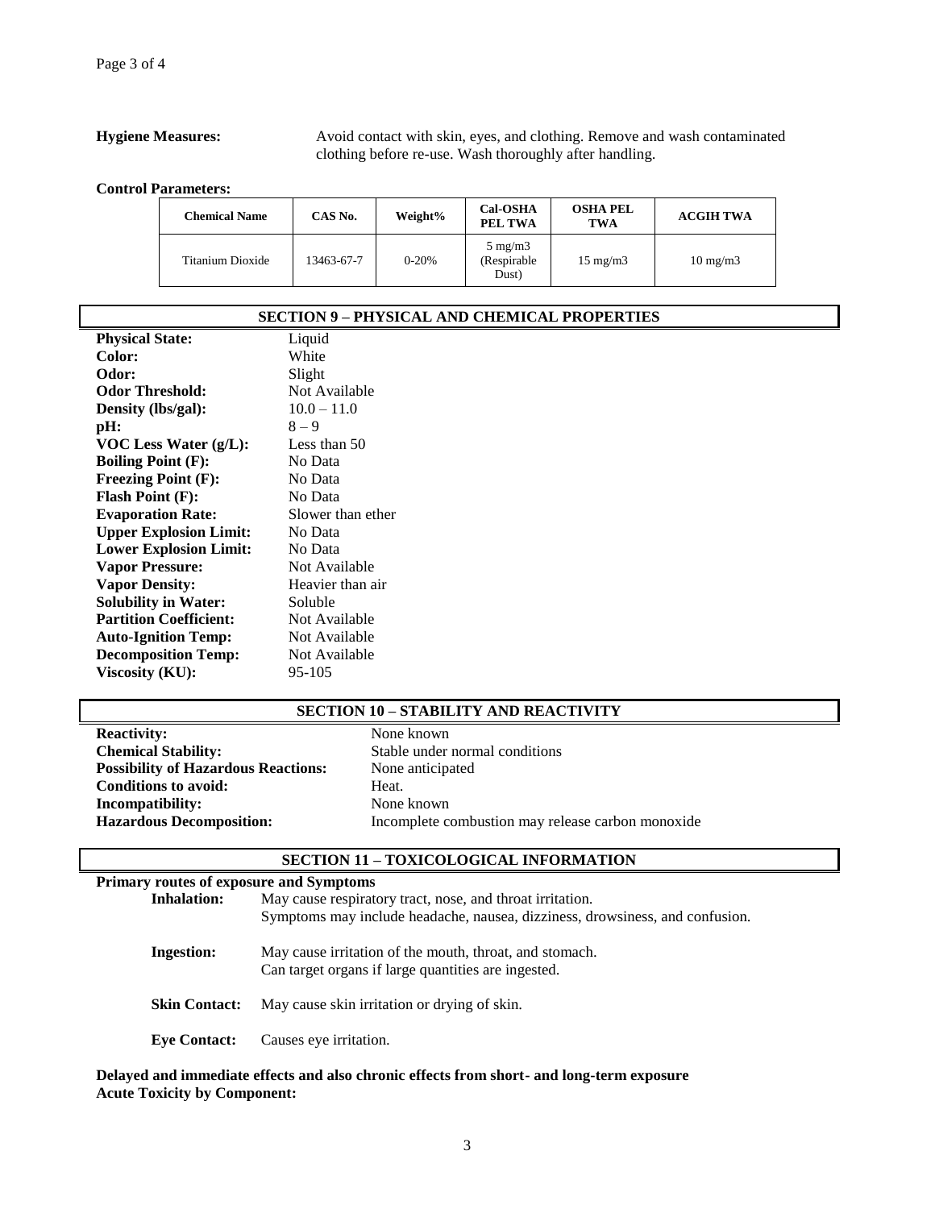**Hygiene Measures:** Avoid contact with skin, eyes, and clothing. Remove and wash contaminated clothing before re-use. Wash thoroughly after handling.

**Control Parameters:**

| Chemical Name | CAS No. | Weight% | Cal-OSHA PEL TWA | OSHA PEL TWA | ACGIH TWA |
|---|---|---|---|---|---|
| Titanium Dioxide | 13463-67-7 | 0-20% | 5 mg/m3 (Respirable Dust) | 15 mg/m3 | 10 mg/m3 |

## SECTION 9 – PHYSICAL AND CHEMICAL PROPERTIES

**Physical State:** Liquid
**Color:** White
**Odor:** Slight
**Odor Threshold:** Not Available
**Density (lbs/gal):** 10.0 – 11.0
**pH:** 8 – 9
**VOC Less Water (g/L):** Less than 50
**Boiling Point (F):** No Data
**Freezing Point (F):** No Data
**Flash Point (F):** No Data
**Evaporation Rate:** Slower than ether
**Upper Explosion Limit:** No Data
**Lower Explosion Limit:** No Data
**Vapor Pressure:** Not Available
**Vapor Density:** Heavier than air
**Solubility in Water:** Soluble
**Partition Coefficient:** Not Available
**Auto-Ignition Temp:** Not Available
**Decomposition Temp:** Not Available
**Viscosity (KU):** 95-105

## SECTION 10 – STABILITY AND REACTIVITY

**Reactivity:** None known
**Chemical Stability:** Stable under normal conditions
**Possibility of Hazardous Reactions:** None anticipated
**Conditions to avoid:** Heat.
**Incompatibility:** None known
**Hazardous Decomposition:** Incomplete combustion may release carbon monoxide

## SECTION 11 – TOXICOLOGICAL INFORMATION

**Primary routes of exposure and Symptoms**

**Inhalation:** May cause respiratory tract, nose, and throat irritation. Symptoms may include headache, nausea, dizziness, drowsiness, and confusion.

**Ingestion:** May cause irritation of the mouth, throat, and stomach. Can target organs if large quantities are ingested.

**Skin Contact:** May cause skin irritation or drying of skin.

**Eye Contact:** Causes eye irritation.

**Delayed and immediate effects and also chronic effects from short- and long-term exposure**
**Acute Toxicity by Component:**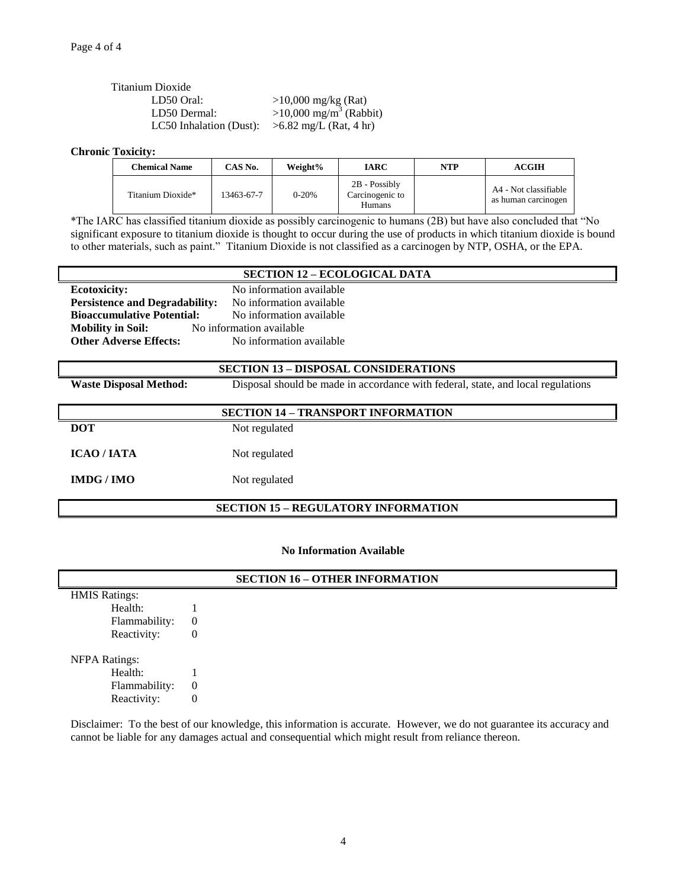Titanium Dioxide

| | |
|---|---|
| LD50 Oral: | >10,000 mg/kg (Rat) |
| LD50 Dermal: | >10,000 mg/$m^3$ (Rabbit) |
| LC50 Inhalation (Dust): | >6.82 mg/L (Rat, 4 hr) |

**Chronic Toxicity:**

| Chemical Name | CAS No. | Weight% | IARC | NTP | ACGIH |
|---|---|---|---|---|---|
| Titanium Dioxide* | 13463-67-7 | 0-20% | 2B - Possibly Carcinogenic to Humans | | A4 - Not classifiable as human carcinogen |

*The IARC has classified titanium dioxide as possibly carcinogenic to humans (2B) but have also concluded that "No significant exposure to titanium dioxide is thought to occur during the use of products in which titanium dioxide is bound to other materials, such as paint." Titanium Dioxide is not classified as a carcinogen by NTP, OSHA, or the EPA.

## SECTION 12 – ECOLOGICAL DATA

**Ecotoxicity:** No information available
**Persistence and Degradability:** No information available
**Bioaccumulative Potential:** No information available
**Mobility in Soil:** No information available
**Other Adverse Effects:** No information available

## SECTION 13 – DISPOSAL CONSIDERATIONS

**Waste Disposal Method:** Disposal should be made in accordance with federal, state, and local regulations

## SECTION 14 – TRANSPORT INFORMATION

**DOT** Not regulated

**ICAO / IATA** Not regulated

**IMDG / IMO** Not regulated

## SECTION 15 – REGULATORY INFORMATION

**No Information Available**

## SECTION 16 – OTHER INFORMATION

HMIS Ratings:
- Health: 1
- Flammability: 0
- Reactivity: 0

NFPA Ratings:
- Health: 1
- Flammability: 0
- Reactivity: 0

Disclaimer: To the best of our knowledge, this information is accurate. However, we do not guarantee its accuracy and cannot be liable for any damages actual and consequential which might result from reliance thereon.